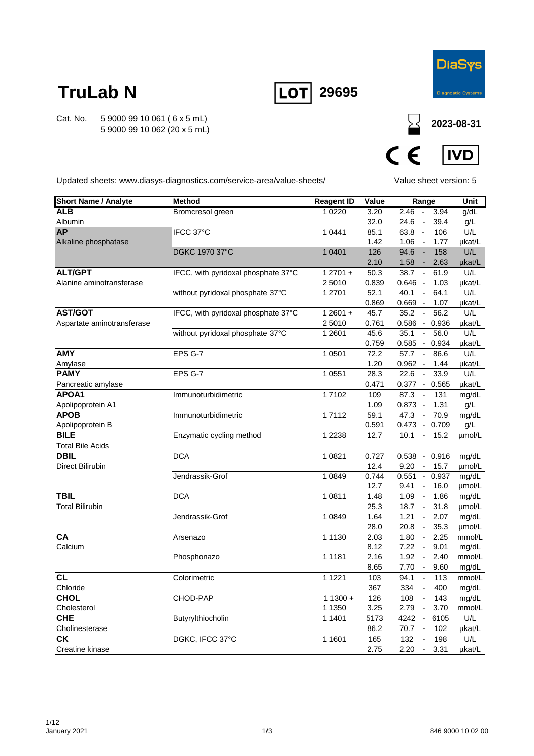# TruLab N

**LOT** 29695

DiaSys Diagnostic Systems

Cat. No. 5 9000 99 10 061 ( 6 x 5 mL)
5 9000 99 10 062 (20 x 5 mL)

2023-08-31

CE IVD

Updated sheets: www.diasys-diagnostics.com/service-area/value-sheets/

Value sheet version: 5

| Short Name / Analyte | Method | Reagent ID | Value | Range | Unit |
|---|---|---|---|---|---|
| **ALB** | Bromcresol green | 1 0220 | 3.20 | 2.46 - 3.94 | g/dL |
| Albumin | | | 32.0 | 24.6 - 39.4 | g/L |
| **AP** | IFCC 37°C | 1 0441 | 85.1 | 63.8 - 106 | U/L |
| Alkaline phosphatase | | | 1.42 | 1.06 - 1.77 | µkat/L |
| | DGKC 1970 37°C | 1 0401 | 126 | 94.6 - 158 | U/L |
| | | | 2.10 | 1.58 - 2.63 | µkat/L |
| **ALT/GPT** | IFCC, with pyridoxal phosphate 37°C | 1 2701 + | 50.3 | 38.7 - 61.9 | U/L |
| Alanine aminotransferase | | 2 5010 | 0.839 | 0.646 - 1.03 | µkat/L |
| | without pyridoxal phosphate 37°C | 1 2701 | 52.1 | 40.1 - 64.1 | U/L |
| | | | 0.869 | 0.669 - 1.07 | µkat/L |
| **AST/GOT** | IFCC, with pyridoxal phosphate 37°C | 1 2601 + | 45.7 | 35.2 - 56.2 | U/L |
| Aspartate aminotransferase | | 2 5010 | 0.761 | 0.586 - 0.936 | µkat/L |
| | without pyridoxal phosphate 37°C | 1 2601 | 45.6 | 35.1 - 56.0 | U/L |
| | | | 0.759 | 0.585 - 0.934 | µkat/L |
| **AMY** | EPS G-7 | 1 0501 | 72.2 | 57.7 - 86.6 | U/L |
| Amylase | | | 1.20 | 0.962 - 1.44 | µkat/L |
| **PAMY** | EPS G-7 | 1 0551 | 28.3 | 22.6 - 33.9 | U/L |
| Pancreatic amylase | | | 0.471 | 0.377 - 0.565 | µkat/L |
| **APOA1** | Immunoturbidimetric | 1 7102 | 109 | 87.3 - 131 | mg/dL |
| Apolipoprotein A1 | | | 1.09 | 0.873 - 1.31 | g/L |
| **APOB** | Immunoturbidimetric | 1 7112 | 59.1 | 47.3 - 70.9 | mg/dL |
| Apolipoprotein B | | | 0.591 | 0.473 - 0.709 | g/L |
| **BILE** | Enzymatic cycling method | 1 2238 | 12.7 | 10.1 - 15.2 | µmol/L |
| Total Bile Acids | | | | | |
| **DBIL** | DCA | 1 0821 | 0.727 | 0.538 - 0.916 | mg/dL |
| Direct Bilirubin | | | 12.4 | 9.20 - 15.7 | µmol/L |
| | Jendrassik-Grof | 1 0849 | 0.744 | 0.551 - 0.937 | mg/dL |
| | | | 12.7 | 9.41 - 16.0 | µmol/L |
| **TBIL** | DCA | 1 0811 | 1.48 | 1.09 - 1.86 | mg/dL |
| Total Bilirubin | | | 25.3 | 18.7 - 31.8 | µmol/L |
| | Jendrassik-Grof | 1 0849 | 1.64 | 1.21 - 2.07 | mg/dL |
| | | | 28.0 | 20.8 - 35.3 | µmol/L |
| **CA** | Arsenazo | 1 1130 | 2.03 | 1.80 - 2.25 | mmol/L |
| Calcium | | | 8.12 | 7.22 - 9.01 | mg/dL |
| | Phosphonazo | 1 1181 | 2.16 | 1.92 - 2.40 | mmol/L |
| | | | 8.65 | 7.70 - 9.60 | mg/dL |
| **CL** | Colorimetric | 1 1221 | 103 | 94.1 - 113 | mmol/L |
| Chloride | | | 367 | 334 - 400 | mg/dL |
| **CHOL** | CHOD-PAP | 1 1300 + | 126 | 108 - 143 | mg/dL |
| Cholesterol | | 1 1350 | 3.25 | 2.79 - 3.70 | mmol/L |
| **CHE** | Butyrylthiocholin | 1 1401 | 5173 | 4242 - 6105 | U/L |
| Cholinesterase | | | 86.2 | 70.7 - 102 | µkat/L |
| **CK** | DGKC, IFCC 37°C | 1 1601 | 165 | 132 - 198 | U/L |
| Creatine kinase | | | 2.75 | 2.20 - 3.31 | µkat/L |

1/12
January 2021

846 9000 10 02 00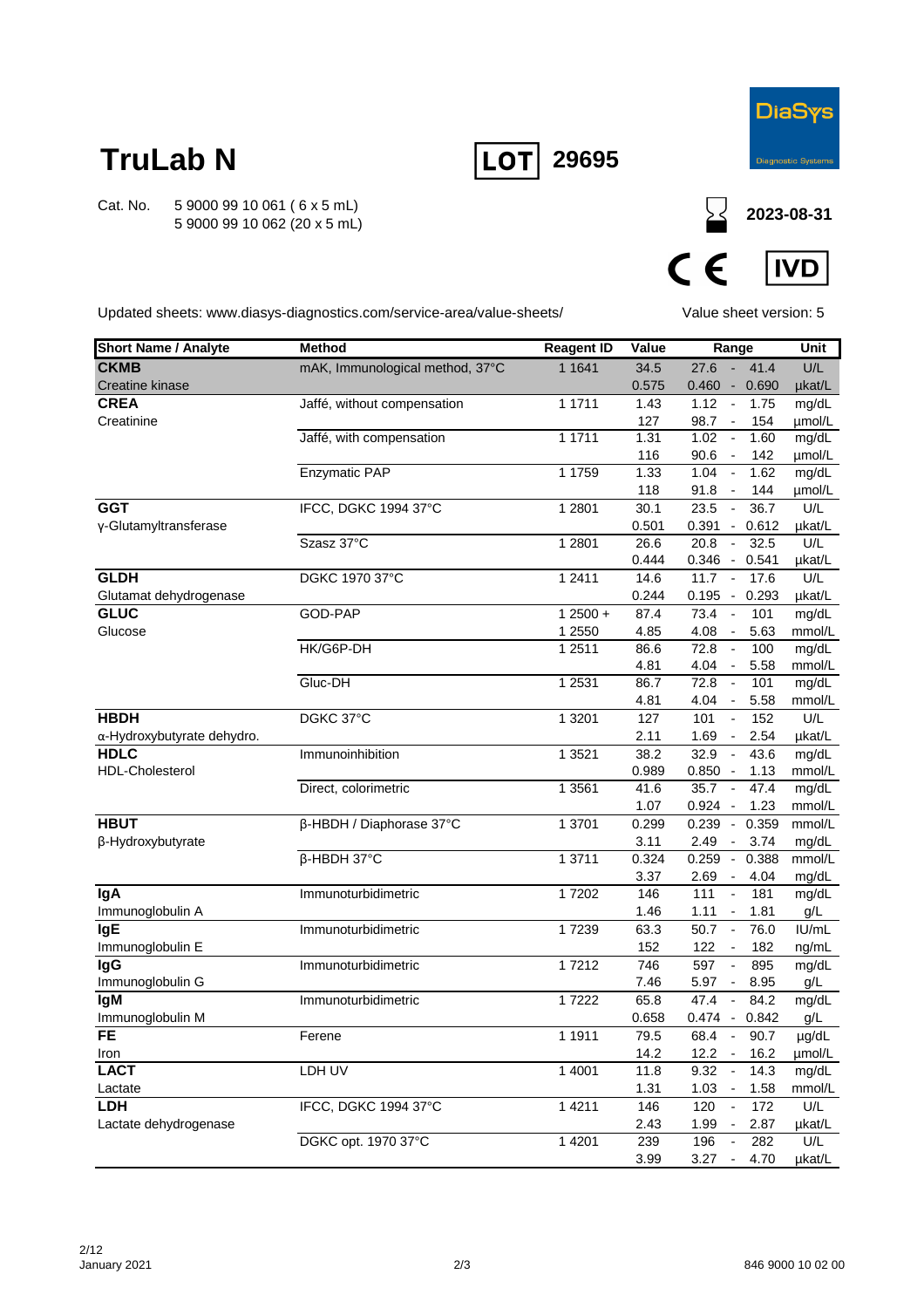# TruLab N

**LOT** 29695

DiaSys
Diagnostic Systems

Cat. No. 5 9000 99 10 061 ( 6 x 5 mL)
5 9000 99 10 062 (20 x 5 mL)

2023-08-31

CE IVD

Updated sheets: www.diasys-diagnostics.com/service-area/value-sheets/

Value sheet version: 5

| Short Name / Analyte | Method | Reagent ID | Value | Range | Unit |
|---|---|---|---|---|---|
| **CKMB** | mAK, Immunological method, 37°C | 1 1641 | 34.5 | 27.6 - 41.4 | U/L |
| Creatine kinase | | | 0.575 | 0.460 - 0.690 | µkat/L |
| **CREA** | Jaffé, without compensation | 1 1711 | 1.43 | 1.12 - 1.75 | mg/dL |
| Creatinine | | | 127 | 98.7 - 154 | µmol/L |
| | Jaffé, with compensation | 1 1711 | 1.31 | 1.02 - 1.60 | mg/dL |
| | | | 116 | 90.6 - 142 | µmol/L |
| | Enzymatic PAP | 1 1759 | 1.33 | 1.04 - 1.62 | mg/dL |
| | | | 118 | 91.8 - 144 | µmol/L |
| **GGT** | IFCC, DGKC 1994 37°C | 1 2801 | 30.1 | 23.5 - 36.7 | U/L |
| γ-Glutamyltransferase | | | 0.501 | 0.391 - 0.612 | µkat/L |
| | Szasz 37°C | 1 2801 | 26.6 | 20.8 - 32.5 | U/L |
| | | | 0.444 | 0.346 - 0.541 | µkat/L |
| **GLDH** | DGKC 1970 37°C | 1 2411 | 14.6 | 11.7 - 17.6 | U/L |
| Glutamat dehydrogenase | | | 0.244 | 0.195 - 0.293 | µkat/L |
| **GLUC** | GOD-PAP | 1 2500 + | 87.4 | 73.4 - 101 | mg/dL |
| Glucose | | 1 2550 | 4.85 | 4.08 - 5.63 | mmol/L |
| | HK/G6P-DH | 1 2511 | 86.6 | 72.8 - 100 | mg/dL |
| | | | 4.81 | 4.04 - 5.58 | mmol/L |
| | Gluc-DH | 1 2531 | 86.7 | 72.8 - 101 | mg/dL |
| | | | 4.81 | 4.04 - 5.58 | mmol/L |
| **HBDH** | DGKC 37°C | 1 3201 | 127 | 101 - 152 | U/L |
| α-Hydroxybutyrate dehydro. | | | 2.11 | 1.69 - 2.54 | µkat/L |
| **HDLC** | Immunoinhibition | 1 3521 | 38.2 | 32.9 - 43.6 | mg/dL |
| HDL-Cholesterol | | | 0.989 | 0.850 - 1.13 | mmol/L |
| | Direct, colorimetric | 1 3561 | 41.6 | 35.7 - 47.4 | mg/dL |
| | | | 1.07 | 0.924 - 1.23 | mmol/L |
| **HBUT** | β-HBDH / Diaphorase 37°C | 1 3701 | 0.299 | 0.239 - 0.359 | mmol/L |
| β-Hydroxybutyrate | | | 3.11 | 2.49 - 3.74 | mg/dL |
| | β-HBDH 37°C | 1 3711 | 0.324 | 0.259 - 0.388 | mmol/L |
| | | | 3.37 | 2.69 - 4.04 | mg/dL |
| **IgA** | Immunoturbidimetric | 1 7202 | 146 | 111 - 181 | mg/dL |
| Immunoglobulin A | | | 1.46 | 1.11 - 1.81 | g/L |
| **IgE** | Immunoturbidimetric | 1 7239 | 63.3 | 50.7 - 76.0 | IU/mL |
| Immunoglobulin E | | | 152 | 122 - 182 | ng/mL |
| **IgG** | Immunoturbidimetric | 1 7212 | 746 | 597 - 895 | mg/dL |
| Immunoglobulin G | | | 7.46 | 5.97 - 8.95 | g/L |
| **IgM** | Immunoturbidimetric | 1 7222 | 65.8 | 47.4 - 84.2 | mg/dL |
| Immunoglobulin M | | | 0.658 | 0.474 - 0.842 | g/L |
| **FE** | Ferene | 1 1911 | 79.5 | 68.4 - 90.7 | µg/dL |
| Iron | | | 14.2 | 12.2 - 16.2 | µmol/L |
| **LACT** | LDH UV | 1 4001 | 11.8 | 9.32 - 14.3 | mg/dL |
| Lactate | | | 1.31 | 1.03 - 1.58 | mmol/L |
| **LDH** | IFCC, DGKC 1994 37°C | 1 4211 | 146 | 120 - 172 | U/L |
| Lactate dehydrogenase | | | 2.43 | 1.99 - 2.87 | µkat/L |
| | DGKC opt. 1970 37°C | 1 4201 | 239 | 196 - 282 | U/L |
| | | | 3.99 | 3.27 - 4.70 | µkat/L |

January 2021

846 9000 10 02 00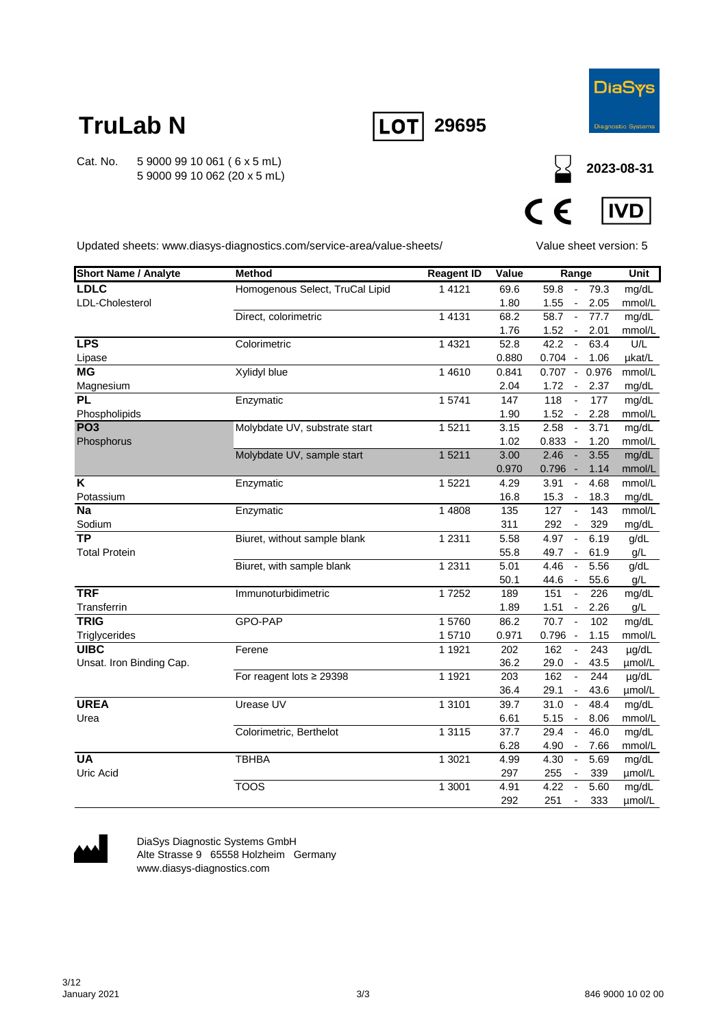# TruLab N

**LOT** **29695**

DiaSys Diagnostic Systems

Cat. No. 5 9000 99 10 061 ( 6 x 5 mL)
5 9000 99 10 062 (20 x 5 mL)

**2023-08-31**

CE IVD

Updated sheets: www.diasys-diagnostics.com/service-area/value-sheets/

Value sheet version: 5

| Short Name / Analyte | Method | Reagent ID | Value | Range | Unit |
|---|---|---|---|---|---|
| **LDLC** | Homogenous Select, TruCal Lipid | 1 4121 | 69.6 | 59.8 - 79.3 | mg/dL |
| LDL-Cholesterol | | | 1.80 | 1.55 - 2.05 | mmol/L |
| | Direct, colorimetric | 1 4131 | 68.2 | 58.7 - 77.7 | mg/dL |
| | | | 1.76 | 1.52 - 2.01 | mmol/L |
| **LPS** | Colorimetric | 1 4321 | 52.8 | 42.2 - 63.4 | U/L |
| Lipase | | | 0.880 | 0.704 - 1.06 | µkat/L |
| **MG** | Xylidyl blue | 1 4610 | 0.841 | 0.707 - 0.976 | mmol/L |
| Magnesium | | | 2.04 | 1.72 - 2.37 | mg/dL |
| **PL** | Enzymatic | 1 5741 | 147 | 118 - 177 | mg/dL |
| Phospholipids | | | 1.90 | 1.52 - 2.28 | mmol/L |
| **PO3** | Molybdate UV, substrate start | 1 5211 | 3.15 | 2.58 - 3.71 | mg/dL |
| Phosphorus | | | 1.02 | 0.833 - 1.20 | mmol/L |
| | Molybdate UV, sample start | 1 5211 | 3.00 | 2.46 - 3.55 | mg/dL |
| | | | 0.970 | 0.796 - 1.14 | mmol/L |
| **K** | Enzymatic | 1 5221 | 4.29 | 3.91 - 4.68 | mmol/L |
| Potassium | | | 16.8 | 15.3 - 18.3 | mg/dL |
| **Na** | Enzymatic | 1 4808 | 135 | 127 - 143 | mmol/L |
| Sodium | | | 311 | 292 - 329 | mg/dL |
| **TP** | Biuret, without sample blank | 1 2311 | 5.58 | 4.97 - 6.19 | g/dL |
| Total Protein | | | 55.8 | 49.7 - 61.9 | g/L |
| | Biuret, with sample blank | 1 2311 | 5.01 | 4.46 - 5.56 | g/dL |
| | | | 50.1 | 44.6 - 55.6 | g/L |
| **TRF** | Immunoturbidimetric | 1 7252 | 189 | 151 - 226 | mg/dL |
| Transferrin | | | 1.89 | 1.51 - 2.26 | g/L |
| **TRIG** | GPO-PAP | 1 5760 | 86.2 | 70.7 - 102 | mg/dL |
| Triglycerides | | 1 5710 | 0.971 | 0.796 - 1.15 | mmol/L |
| **UIBC** | Ferene | 1 1921 | 202 | 162 - 243 | µg/dL |
| Unsat. Iron Binding Cap. | | | 36.2 | 29.0 - 43.5 | µmol/L |
| | For reagent lots ≥ 29398 | 1 1921 | 203 | 162 - 244 | µg/dL |
| | | | 36.4 | 29.1 - 43.6 | µmol/L |
| **UREA** | Urease UV | 1 3101 | 39.7 | 31.0 - 48.4 | mg/dL |
| Urea | | | 6.61 | 5.15 - 8.06 | mmol/L |
| | Colorimetric, Berthelot | 1 3115 | 37.7 | 29.4 - 46.0 | mg/dL |
| | | | 6.28 | 4.90 - 7.66 | mmol/L |
| **UA** | TBHBA | 1 3021 | 4.99 | 4.30 - 5.69 | mg/dL |
| Uric Acid | | | 297 | 255 - 339 | µmol/L |
| | TOOS | 1 3001 | 4.91 | 4.22 - 5.60 | mg/dL |
| | | | 292 | 251 - 333 | µmol/L |

DiaSys Diagnostic Systems GmbH
Alte Strasse 9 65558 Holzheim Germany
www.diasys-diagnostics.com

January 2021

846 9000 10 02 00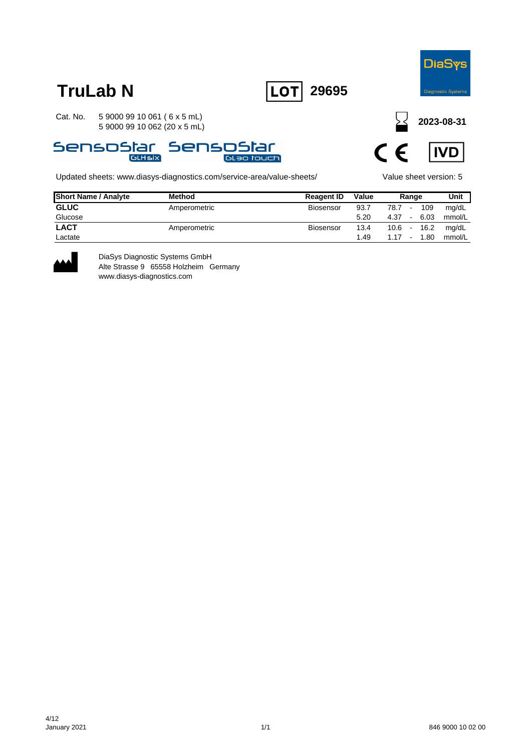# TruLab N

**LOT 29695**

DiaSys Diagnostic Systems

Cat. No. 5 9000 99 10 061 ( 6 x 5 mL)
5 9000 99 10 062 (20 x 5 mL)

**2023-08-31**

SensoStar GLHsix SensoStar GL30 touch

CE IVD

Updated sheets: www.diasys-diagnostics.com/service-area/value-sheets/

Value sheet version: 5

| Short Name / Analyte | Method | Reagent ID | Value | Range | Unit |
|---|---|---|---|---|---|
| **GLUC** | Amperometric | Biosensor | 93.7 | 78.7 - 109 | mg/dL |
| Glucose | | | 5.20 | 4.37 - 6.03 | mmol/L |
| **LACT** | Amperometric | Biosensor | 13.4 | 10.6 - 16.2 | mg/dL |
| Lactate | | | 1.49 | 1.17 - 1.80 | mmol/L |

DiaSys Diagnostic Systems GmbH
Alte Strasse 9 65558 Holzheim Germany
www.diasys-diagnostics.com

January 2021

846 9000 10 02 00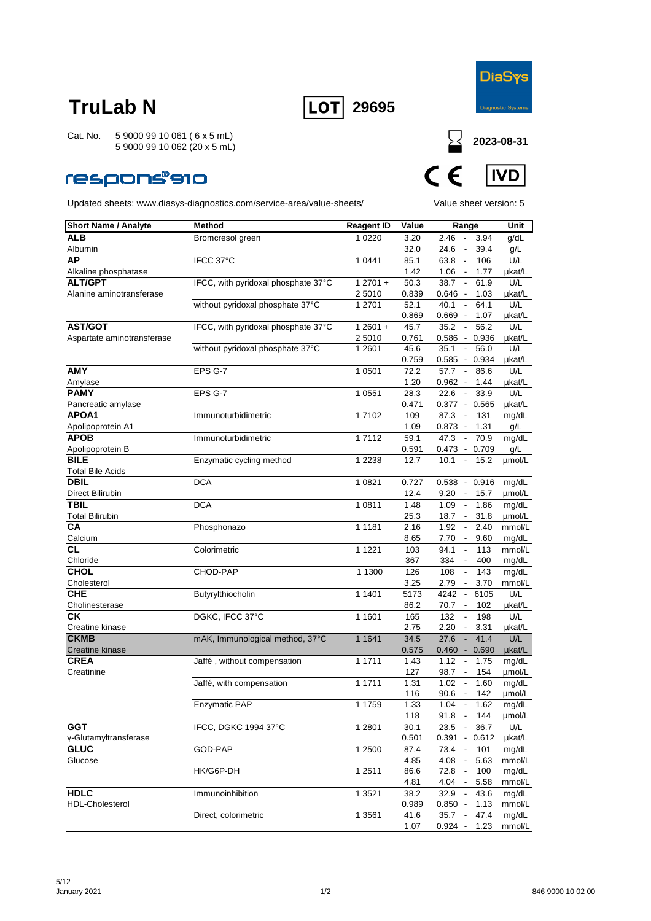# TruLab N

**LOT** 29695

DiaSys Diagnostic Systems

Cat. No. 5 9000 99 10 061 ( 6 x 5 mL)
5 9000 99 10 062 (20 x 5 mL)

2023-08-31

respons®910

CE IVD

Updated sheets: www.diasys-diagnostics.com/service-area/value-sheets/

Value sheet version: 5

| Short Name / Analyte | Method | Reagent ID | Value | Range | Unit |
|---|---|---|---|---|---|
| **ALB** | Bromcresol green | 1 0220 | 3.20 | 2.46 - 3.94 | g/dL |
| Albumin | | | 32.0 | 24.6 - 39.4 | g/L |
| **AP** | IFCC 37°C | 1 0441 | 85.1 | 63.8 - 106 | U/L |
| Alkaline phosphatase | | | 1.42 | 1.06 - 1.77 | µkat/L |
| **ALT/GPT** | IFCC, with pyridoxal phosphate 37°C | 1 2701 + | 50.3 | 38.7 - 61.9 | U/L |
| Alanine aminotransferase | | 2 5010 | 0.839 | 0.646 - 1.03 | µkat/L |
| | without pyridoxal phosphate 37°C | 1 2701 | 52.1 | 40.1 - 64.1 | U/L |
| | | | 0.869 | 0.669 - 1.07 | µkat/L |
| **AST/GOT** | IFCC, with pyridoxal phosphate 37°C | 1 2601 + | 45.7 | 35.2 - 56.2 | U/L |
| Aspartate aminotransferase | | 2 5010 | 0.761 | 0.586 - 0.936 | µkat/L |
| | without pyridoxal phosphate 37°C | 1 2601 | 45.6 | 35.1 - 56.0 | U/L |
| | | | 0.759 | 0.585 - 0.934 | µkat/L |
| **AMY** | EPS G-7 | 1 0501 | 72.2 | 57.7 - 86.6 | U/L |
| Amylase | | | 1.20 | 0.962 - 1.44 | µkat/L |
| **PAMY** | EPS G-7 | 1 0551 | 28.3 | 22.6 - 33.9 | U/L |
| Pancreatic amylase | | | 0.471 | 0.377 - 0.565 | µkat/L |
| **APOA1** | Immunoturbidimetric | 1 7102 | 109 | 87.3 - 131 | mg/dL |
| Apolipoprotein A1 | | | 1.09 | 0.873 - 1.31 | g/L |
| **APOB** | Immunoturbidimetric | 1 7112 | 59.1 | 47.3 - 70.9 | mg/dL |
| Apolipoprotein B | | | 0.591 | 0.473 - 0.709 | g/L |
| **BILE** | Enzymatic cycling method | 1 2238 | 12.7 | 10.1 - 15.2 | µmol/L |
| Total Bile Acids | | | | | |
| **DBIL** | DCA | 1 0821 | 0.727 | 0.538 - 0.916 | mg/dL |
| Direct Bilirubin | | | 12.4 | 9.20 - 15.7 | µmol/L |
| **TBIL** | DCA | 1 0811 | 1.48 | 1.09 - 1.86 | mg/dL |
| Total Bilirubin | | | 25.3 | 18.7 - 31.8 | µmol/L |
| **CA** | Phosphonazo | 1 1181 | 2.16 | 1.92 - 2.40 | mmol/L |
| Calcium | | | 8.65 | 7.70 - 9.60 | mg/dL |
| **CL** | Colorimetric | 1 1221 | 103 | 94.1 - 113 | mmol/L |
| Chloride | | | 367 | 334 - 400 | mg/dL |
| **CHOL** | CHOD-PAP | 1 1300 | 126 | 108 - 143 | mg/dL |
| Cholesterol | | | 3.25 | 2.79 - 3.70 | mmol/L |
| **CHE** | Butyrylthiocholin | 1 1401 | 5173 | 4242 - 6105 | U/L |
| Cholinesterase | | | 86.2 | 70.7 - 102 | µkat/L |
| **CK** | DGKC, IFCC 37°C | 1 1601 | 165 | 132 - 198 | U/L |
| Creatine kinase | | | 2.75 | 2.20 - 3.31 | µkat/L |
| **CKMB** | mAK, Immunological method, 37°C | 1 1641 | 34.5 | 27.6 - 41.4 | U/L |
| Creatine kinase | | | 0.575 | 0.460 - 0.690 | µkat/L |
| **CREA** | Jaffé , without compensation | 1 1711 | 1.43 | 1.12 - 1.75 | mg/dL |
| Creatinine | | | 127 | 98.7 - 154 | µmol/L |
| | Jaffé, with compensation | 1 1711 | 1.31 | 1.02 - 1.60 | mg/dL |
| | | | 116 | 90.6 - 142 | µmol/L |
| | Enzymatic PAP | 1 1759 | 1.33 | 1.04 - 1.62 | mg/dL |
| | | | 118 | 91.8 - 144 | µmol/L |
| **GGT** | IFCC, DGKC 1994 37°C | 1 2801 | 30.1 | 23.5 - 36.7 | U/L |
| γ-Glutamyltransferase | | | 0.501 | 0.391 - 0.612 | µkat/L |
| **GLUC** | GOD-PAP | 1 2500 | 87.4 | 73.4 - 101 | mg/dL |
| Glucose | | | 4.85 | 4.08 - 5.63 | mmol/L |
| | HK/G6P-DH | 1 2511 | 86.6 | 72.8 - 100 | mg/dL |
| | | | 4.81 | 4.04 - 5.58 | mmol/L |
| **HDLC** | Immunoinhibition | 1 3521 | 38.2 | 32.9 - 43.6 | mg/dL |
| HDL-Cholesterol | | | 0.989 | 0.850 - 1.13 | mmol/L |
| | Direct, colorimetric | 1 3561 | 41.6 | 35.7 - 47.4 | mg/dL |
| | | | 1.07 | 0.924 - 1.23 | mmol/L |

January 2021

846 9000 10 02 00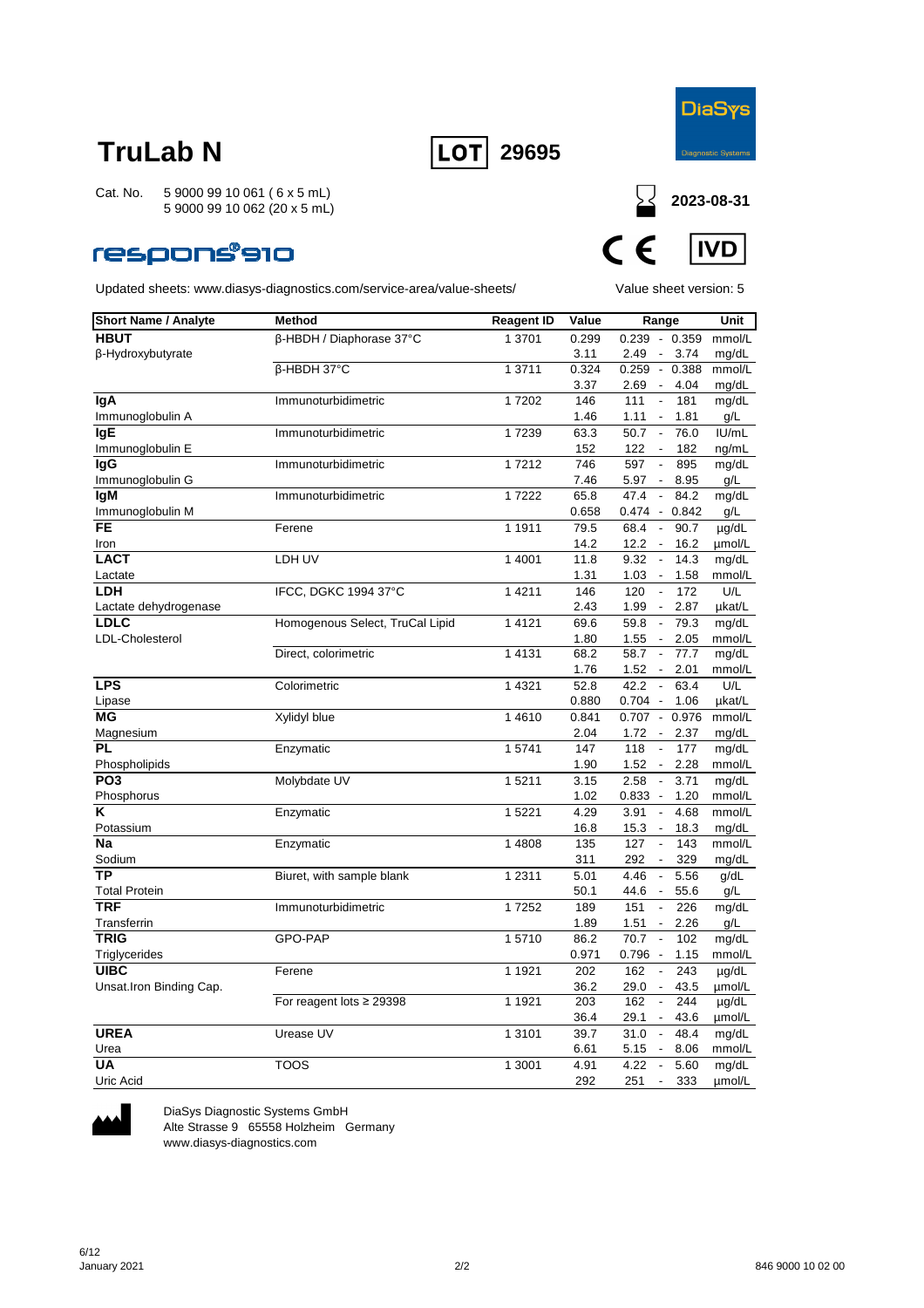# TruLab N

**LOT** 29695

DiaSys
Diagnostic Systems

Cat. No. 5 9000 99 10 061 ( 6 x 5 mL)
5 9000 99 10 062 (20 x 5 mL)

2023-08-31

respons®910

CE IVD

Updated sheets: www.diasys-diagnostics.com/service-area/value-sheets/

Value sheet version: 5

| Short Name / Analyte | Method | Reagent ID | Value | Range | Unit |
|---|---|---|---|---|---|
| **HBUT** | β-HBDH / Diaphorase 37°C | 1 3701 | 0.299 | 0.239 - 0.359 | mmol/L |
| β-Hydroxybutyrate | | | 3.11 | 2.49 - 3.74 | mg/dL |
| | β-HBDH 37°C | 1 3711 | 0.324 | 0.259 - 0.388 | mmol/L |
| | | | 3.37 | 2.69 - 4.04 | mg/dL |
| **IgA** | Immunoturbidimetric | 1 7202 | 146 | 111 - 181 | mg/dL |
| Immunoglobulin A | | | 1.46 | 1.11 - 1.81 | g/L |
| **IgE** | Immunoturbidimetric | 1 7239 | 63.3 | 50.7 - 76.0 | IU/mL |
| Immunoglobulin E | | | 152 | 122 - 182 | ng/mL |
| **IgG** | Immunoturbidimetric | 1 7212 | 746 | 597 - 895 | mg/dL |
| Immunoglobulin G | | | 7.46 | 5.97 - 8.95 | g/L |
| **IgM** | Immunoturbidimetric | 1 7222 | 65.8 | 47.4 - 84.2 | mg/dL |
| Immunoglobulin M | | | 0.658 | 0.474 - 0.842 | g/L |
| **FE** | Ferene | 1 1911 | 79.5 | 68.4 - 90.7 | µg/dL |
| Iron | | | 14.2 | 12.2 - 16.2 | µmol/L |
| **LACT** | LDH UV | 1 4001 | 11.8 | 9.32 - 14.3 | mg/dL |
| Lactate | | | 1.31 | 1.03 - 1.58 | mmol/L |
| **LDH** | IFCC, DGKC 1994 37°C | 1 4211 | 146 | 120 - 172 | U/L |
| Lactate dehydrogenase | | | 2.43 | 1.99 - 2.87 | µkat/L |
| **LDLC** | Homogenous Select, TruCal Lipid | 1 4121 | 69.6 | 59.8 - 79.3 | mg/dL |
| LDL-Cholesterol | | | 1.80 | 1.55 - 2.05 | mmol/L |
| | Direct, colorimetric | 1 4131 | 68.2 | 58.7 - 77.7 | mg/dL |
| | | | 1.76 | 1.52 - 2.01 | mmol/L |
| **LPS** | Colorimetric | 1 4321 | 52.8 | 42.2 - 63.4 | U/L |
| Lipase | | | 0.880 | 0.704 - 1.06 | µkat/L |
| **MG** | Xylidyl blue | 1 4610 | 0.841 | 0.707 - 0.976 | mmol/L |
| Magnesium | | | 2.04 | 1.72 - 2.37 | mg/dL |
| **PL** | Enzymatic | 1 5741 | 147 | 118 - 177 | mg/dL |
| Phospholipids | | | 1.90 | 1.52 - 2.28 | mmol/L |
| **PO3** | Molybdate UV | 1 5211 | 3.15 | 2.58 - 3.71 | mg/dL |
| Phosphorus | | | 1.02 | 0.833 - 1.20 | mmol/L |
| **K** | Enzymatic | 1 5221 | 4.29 | 3.91 - 4.68 | mmol/L |
| Potassium | | | 16.8 | 15.3 - 18.3 | mg/dL |
| **Na** | Enzymatic | 1 4808 | 135 | 127 - 143 | mmol/L |
| Sodium | | | 311 | 292 - 329 | mg/dL |
| **TP** | Biuret, with sample blank | 1 2311 | 5.01 | 4.46 - 5.56 | g/dL |
| Total Protein | | | 50.1 | 44.6 - 55.6 | g/L |
| **TRF** | Immunoturbidimetric | 1 7252 | 189 | 151 - 226 | mg/dL |
| Transferrin | | | 1.89 | 1.51 - 2.26 | g/L |
| **TRIG** | GPO-PAP | 1 5710 | 86.2 | 70.7 - 102 | mg/dL |
| Triglycerides | | | 0.971 | 0.796 - 1.15 | mmol/L |
| **UIBC** | Ferene | 1 1921 | 202 | 162 - 243 | µg/dL |
| Unsat.Iron Binding Cap. | | | 36.2 | 29.0 - 43.5 | µmol/L |
| | For reagent lots ≥ 29398 | 1 1921 | 203 | 162 - 244 | µg/dL |
| | | | 36.4 | 29.1 - 43.6 | µmol/L |
| **UREA** | Urease UV | 1 3101 | 39.7 | 31.0 - 48.4 | mg/dL |
| Urea | | | 6.61 | 5.15 - 8.06 | mmol/L |
| **UA** | TOOS | 1 3001 | 4.91 | 4.22 - 5.60 | mg/dL |
| Uric Acid | | | 292 | 251 - 333 | µmol/L |

DiaSys Diagnostic Systems GmbH
Alte Strasse 9 65558 Holzheim Germany
www.diasys-diagnostics.com

January 2021

846 9000 10 02 00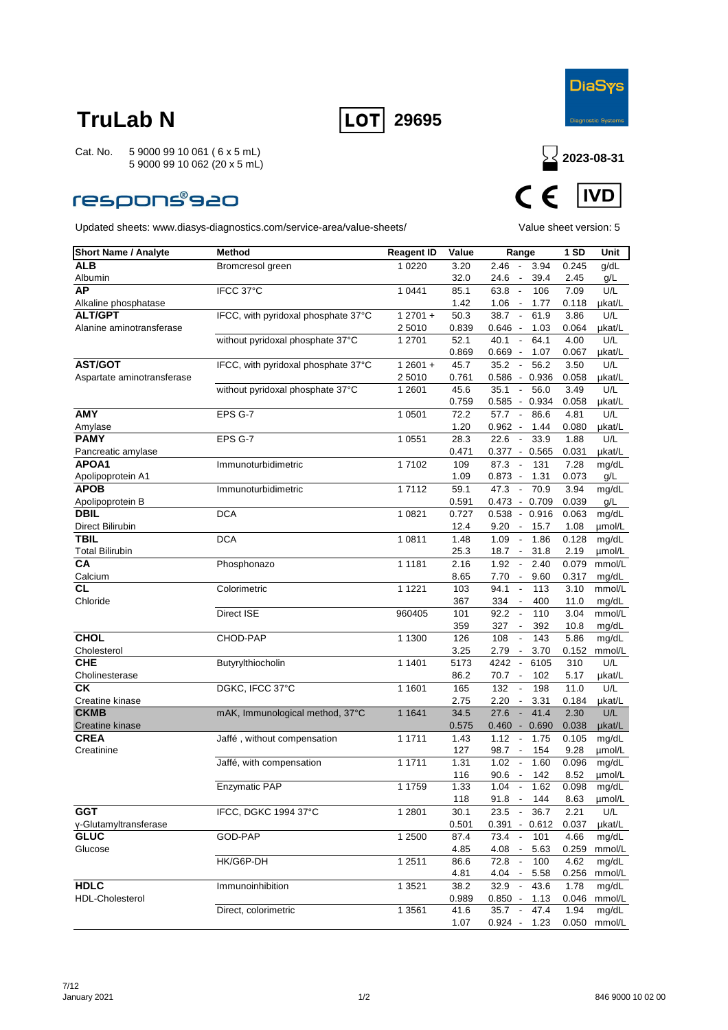# TruLab N

**LOT** 29695

DiaSys
Diagnostic Systems

Cat. No. 5 9000 99 10 061 ( 6 x 5 mL)
5 9000 99 10 062 (20 x 5 mL)

2023-08-31

respons®920

CE IVD

Updated sheets: www.diasys-diagnostics.com/service-area/value-sheets/

Value sheet version: 5

| Short Name / Analyte | Method | Reagent ID | Value | Range | 1 SD | Unit |
|---|---|---|---|---|---|---|
| **ALB** | Bromcresol green | 1 0220 | 3.20 | 2.46 - 3.94 | 0.245 | g/dL |
| Albumin | | | 32.0 | 24.6 - 39.4 | 2.45 | g/L |
| **AP** | IFCC 37°C | 1 0441 | 85.1 | 63.8 - 106 | 7.09 | U/L |
| Alkaline phosphatase | | | 1.42 | 1.06 - 1.77 | 0.118 | µkat/L |
| **ALT/GPT** | IFCC, with pyridoxal phosphate 37°C | 1 2701 + | 50.3 | 38.7 - 61.9 | 3.86 | U/L |
| Alanine aminotransferase | | 2 5010 | 0.839 | 0.646 - 1.03 | 0.064 | µkat/L |
| | without pyridoxal phosphate 37°C | 1 2701 | 52.1 | 40.1 - 64.1 | 4.00 | U/L |
| | | | 0.869 | 0.669 - 1.07 | 0.067 | µkat/L |
| **AST/GOT** | IFCC, with pyridoxal phosphate 37°C | 1 2601 + | 45.7 | 35.2 - 56.2 | 3.50 | U/L |
| Aspartate aminotransferase | | 2 5010 | 0.761 | 0.586 - 0.936 | 0.058 | µkat/L |
| | without pyridoxal phosphate 37°C | 1 2601 | 45.6 | 35.1 - 56.0 | 3.49 | U/L |
| | | | 0.759 | 0.585 - 0.934 | 0.058 | µkat/L |
| **AMY** | EPS G-7 | 1 0501 | 72.2 | 57.7 - 86.6 | 4.81 | U/L |
| Amylase | | | 1.20 | 0.962 - 1.44 | 0.080 | µkat/L |
| **PAMY** | EPS G-7 | 1 0551 | 28.3 | 22.6 - 33.9 | 1.88 | U/L |
| Pancreatic amylase | | | 0.471 | 0.377 - 0.565 | 0.031 | µkat/L |
| **APOA1** | Immunoturbidimetric | 1 7102 | 109 | 87.3 - 131 | 7.28 | mg/dL |
| Apolipoprotein A1 | | | 1.09 | 0.873 - 1.31 | 0.073 | g/L |
| **APOB** | Immunoturbidimetric | 1 7112 | 59.1 | 47.3 - 70.9 | 3.94 | mg/dL |
| Apolipoprotein B | | | 0.591 | 0.473 - 0.709 | 0.039 | g/L |
| **DBIL** | DCA | 1 0821 | 0.727 | 0.538 - 0.916 | 0.063 | mg/dL |
| Direct Bilirubin | | | 12.4 | 9.20 - 15.7 | 1.08 | µmol/L |
| **TBIL** | DCA | 1 0811 | 1.48 | 1.09 - 1.86 | 0.128 | mg/dL |
| Total Bilirubin | | | 25.3 | 18.7 - 31.8 | 2.19 | µmol/L |
| **CA** | Phosphonazo | 1 1181 | 2.16 | 1.92 - 2.40 | 0.079 | mmol/L |
| Calcium | | | 8.65 | 7.70 - 9.60 | 0.317 | mg/dL |
| **CL** | Colorimetric | 1 1221 | 103 | 94.1 - 113 | 3.10 | mmol/L |
| Chloride | | | 367 | 334 - 400 | 11.0 | mg/dL |
| | Direct ISE | 960405 | 101 | 92.2 - 110 | 3.04 | mmol/L |
| | | | 359 | 327 - 392 | 10.8 | mg/dL |
| **CHOL** | CHOD-PAP | 1 1300 | 126 | 108 - 143 | 5.86 | mg/dL |
| Cholesterol | | | 3.25 | 2.79 - 3.70 | 0.152 | mmol/L |
| **CHE** | Butyrylthiocholin | 1 1401 | 5173 | 4242 - 6105 | 310 | U/L |
| Cholinesterase | | | 86.2 | 70.7 - 102 | 5.17 | µkat/L |
| **CK** | DGKC, IFCC 37°C | 1 1601 | 165 | 132 - 198 | 11.0 | U/L |
| Creatine kinase | | | 2.75 | 2.20 - 3.31 | 0.184 | µkat/L |
| **CKMB** | mAK, Immunological method, 37°C | 1 1641 | 34.5 | 27.6 - 41.4 | 2.30 | U/L |
| Creatine kinase | | | 0.575 | 0.460 - 0.690 | 0.038 | µkat/L |
| **CREA** | Jaffé , without compensation | 1 1711 | 1.43 | 1.12 - 1.75 | 0.105 | mg/dL |
| Creatinine | | | 127 | 98.7 - 154 | 9.28 | µmol/L |
| | Jaffé, with compensation | 1 1711 | 1.31 | 1.02 - 1.60 | 0.096 | mg/dL |
| | | | 116 | 90.6 - 142 | 8.52 | µmol/L |
| | Enzymatic PAP | 1 1759 | 1.33 | 1.04 - 1.62 | 0.098 | mg/dL |
| | | | 118 | 91.8 - 144 | 8.63 | µmol/L |
| **GGT** | IFCC, DGKC 1994 37°C | 1 2801 | 30.1 | 23.5 - 36.7 | 2.21 | U/L |
| γ-Glutamyltransferase | | | 0.501 | 0.391 - 0.612 | 0.037 | µkat/L |
| **GLUC** | GOD-PAP | 1 2500 | 87.4 | 73.4 - 101 | 4.66 | mg/dL |
| Glucose | | | 4.85 | 4.08 - 5.63 | 0.259 | mmol/L |
| | HK/G6P-DH | 1 2511 | 86.6 | 72.8 - 100 | 4.62 | mg/dL |
| | | | 4.81 | 4.04 - 5.58 | 0.256 | mmol/L |
| **HDLC** | Immunoinhibition | 1 3521 | 38.2 | 32.9 - 43.6 | 1.78 | mg/dL |
| HDL-Cholesterol | | | 0.989 | 0.850 - 1.13 | 0.046 | mmol/L |
| | Direct, colorimetric | 1 3561 | 41.6 | 35.7 - 47.4 | 1.94 | mg/dL |
| | | | 1.07 | 0.924 - 1.23 | 0.050 | mmol/L |

7/12
January 2021

846 9000 10 02 00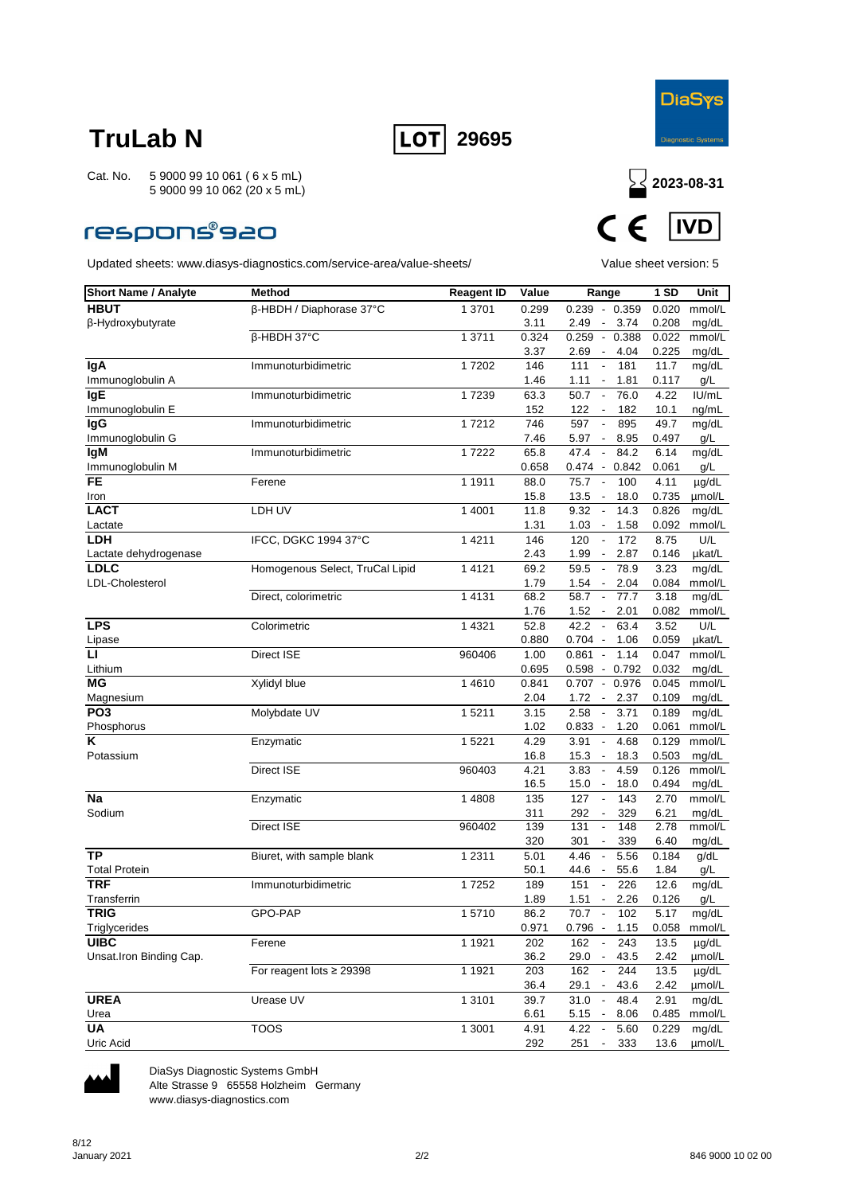# TruLab N

**LOT** 29695

DiaSys Diagnostic Systems

Cat. No. 5 9000 99 10 061 ( 6 x 5 mL)
5 9000 99 10 062 (20 x 5 mL)

2023-08-31

respons®920

CE IVD

Updated sheets: www.diasys-diagnostics.com/service-area/value-sheets/

Value sheet version: 5

| Short Name / Analyte | Method | Reagent ID | Value | Range | 1 SD | Unit |
|---|---|---|---|---|---|---|
| **HBUT** | β-HBDH / Diaphorase 37°C | 1 3701 | 0.299 | 0.239 - 0.359 | 0.020 | mmol/L |
| β-Hydroxybutyrate | | | 3.11 | 2.49 - 3.74 | 0.208 | mg/dL |
| | β-HBDH 37°C | 1 3711 | 0.324 | 0.259 - 0.388 | 0.022 | mmol/L |
| | | | 3.37 | 2.69 - 4.04 | 0.225 | mg/dL |
| **IgA** | Immunoturbidimetric | 1 7202 | 146 | 111 - 181 | 11.7 | mg/dL |
| Immunoglobulin A | | | 1.46 | 1.11 - 1.81 | 0.117 | g/L |
| **IgE** | Immunoturbidimetric | 1 7239 | 63.3 | 50.7 - 76.0 | 4.22 | IU/mL |
| Immunoglobulin E | | | 152 | 122 - 182 | 10.1 | ng/mL |
| **IgG** | Immunoturbidimetric | 1 7212 | 746 | 597 - 895 | 49.7 | mg/dL |
| Immunoglobulin G | | | 7.46 | 5.97 - 8.95 | 0.497 | g/L |
| **IgM** | Immunoturbidimetric | 1 7222 | 65.8 | 47.4 - 84.2 | 6.14 | mg/dL |
| Immunoglobulin M | | | 0.658 | 0.474 - 0.842 | 0.061 | g/L |
| **FE** | Ferene | 1 1911 | 88.0 | 75.7 - 100 | 4.11 | µg/dL |
| Iron | | | 15.8 | 13.5 - 18.0 | 0.735 | µmol/L |
| **LACT** | LDH UV | 1 4001 | 11.8 | 9.32 - 14.3 | 0.826 | mg/dL |
| Lactate | | | 1.31 | 1.03 - 1.58 | 0.092 | mmol/L |
| **LDH** | IFCC, DGKC 1994 37°C | 1 4211 | 146 | 120 - 172 | 8.75 | U/L |
| Lactate dehydrogenase | | | 2.43 | 1.99 - 2.87 | 0.146 | µkat/L |
| **LDLC** | Homogenous Select, TruCal Lipid | 1 4121 | 69.2 | 59.5 - 78.9 | 3.23 | mg/dL |
| LDL-Cholesterol | | | 1.79 | 1.54 - 2.04 | 0.084 | mmol/L |
| | Direct, colorimetric | 1 4131 | 68.2 | 58.7 - 77.7 | 3.18 | mg/dL |
| | | | 1.76 | 1.52 - 2.01 | 0.082 | mmol/L |
| **LPS** | Colorimetric | 1 4321 | 52.8 | 42.2 - 63.4 | 3.52 | U/L |
| Lipase | | | 0.880 | 0.704 - 1.06 | 0.059 | µkat/L |
| **LI** | Direct ISE | 960406 | 1.00 | 0.861 - 1.14 | 0.047 | mmol/L |
| Lithium | | | 0.695 | 0.598 - 0.792 | 0.032 | mg/dL |
| **MG** | Xylidyl blue | 1 4610 | 0.841 | 0.707 - 0.976 | 0.045 | mmol/L |
| Magnesium | | | 2.04 | 1.72 - 2.37 | 0.109 | mg/dL |
| **PO3** | Molybdate UV | 1 5211 | 3.15 | 2.58 - 3.71 | 0.189 | mg/dL |
| Phosphorus | | | 1.02 | 0.833 - 1.20 | 0.061 | mmol/L |
| **K** | Enzymatic | 1 5221 | 4.29 | 3.91 - 4.68 | 0.129 | mmol/L |
| Potassium | | | 16.8 | 15.3 - 18.3 | 0.503 | mg/dL |
| | Direct ISE | 960403 | 4.21 | 3.83 - 4.59 | 0.126 | mmol/L |
| | | | 16.5 | 15.0 - 18.0 | 0.494 | mg/dL |
| **Na** | Enzymatic | 1 4808 | 135 | 127 - 143 | 2.70 | mmol/L |
| Sodium | | | 311 | 292 - 329 | 6.21 | mg/dL |
| | Direct ISE | 960402 | 139 | 131 - 148 | 2.78 | mmol/L |
| | | | 320 | 301 - 339 | 6.40 | mg/dL |
| **TP** | Biuret, with sample blank | 1 2311 | 5.01 | 4.46 - 5.56 | 0.184 | g/dL |
| Total Protein | | | 50.1 | 44.6 - 55.6 | 1.84 | g/L |
| **TRF** | Immunoturbidimetric | 1 7252 | 189 | 151 - 226 | 12.6 | mg/dL |
| Transferrin | | | 1.89 | 1.51 - 2.26 | 0.126 | g/L |
| **TRIG** | GPO-PAP | 1 5710 | 86.2 | 70.7 - 102 | 5.17 | mg/dL |
| Triglycerides | | | 0.971 | 0.796 - 1.15 | 0.058 | mmol/L |
| **UIBC** | Ferene | 1 1921 | 202 | 162 - 243 | 13.5 | µg/dL |
| Unsat.Iron Binding Cap. | | | 36.2 | 29.0 - 43.5 | 2.42 | µmol/L |
| | For reagent lots ≥ 29398 | 1 1921 | 203 | 162 - 244 | 13.5 | µg/dL |
| | | | 36.4 | 29.1 - 43.6 | 2.42 | µmol/L |
| **UREA** | Urease UV | 1 3101 | 39.7 | 31.0 - 48.4 | 2.91 | mg/dL |
| Urea | | | 6.61 | 5.15 - 8.06 | 0.485 | mmol/L |
| **UA** | TOOS | 1 3001 | 4.91 | 4.22 - 5.60 | 0.229 | mg/dL |
| Uric Acid | | | 292 | 251 - 333 | 13.6 | µmol/L |

DiaSys Diagnostic Systems GmbH
Alte Strasse 9 65558 Holzheim Germany
www.diasys-diagnostics.com

January 2021

846 9000 10 02 00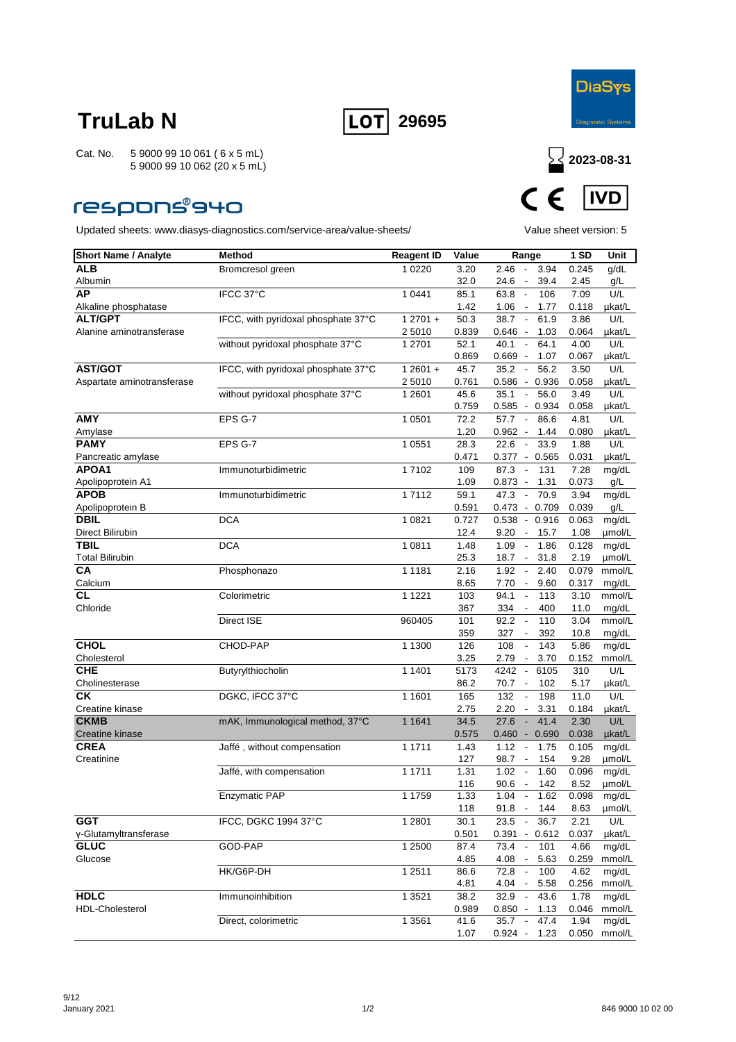# TruLab N

**LOT** 29695

DiaSys Diagnostic Systems

Cat. No. 5 9000 99 10 061 ( 6 x 5 mL)
5 9000 99 10 062 (20 x 5 mL)

2023-08-31

respons®940

CE IVD

Updated sheets: www.diasys-diagnostics.com/service-area/value-sheets/

Value sheet version: 5

| Short Name / Analyte | Method | Reagent ID | Value | Range | 1 SD | Unit |
|---|---|---|---|---|---|---|
| **ALB** | Bromcresol green | 1 0220 | 3.20 | 2.46 - 3.94 | 0.245 | g/dL |
| Albumin | | | 32.0 | 24.6 - 39.4 | 2.45 | g/L |
| **AP** | IFCC 37°C | 1 0441 | 85.1 | 63.8 - 106 | 7.09 | U/L |
| Alkaline phosphatase | | | 1.42 | 1.06 - 1.77 | 0.118 | µkat/L |
| **ALT/GPT** | IFCC, with pyridoxal phosphate 37°C | 1 2701 + | 50.3 | 38.7 - 61.9 | 3.86 | U/L |
| Alanine aminotransferase | | 2 5010 | 0.839 | 0.646 - 1.03 | 0.064 | µkat/L |
| | without pyridoxal phosphate 37°C | 1 2701 | 52.1 | 40.1 - 64.1 | 4.00 | U/L |
| | | | 0.869 | 0.669 - 1.07 | 0.067 | µkat/L |
| **AST/GOT** | IFCC, with pyridoxal phosphate 37°C | 1 2601 + | 45.7 | 35.2 - 56.2 | 3.50 | U/L |
| Aspartate aminotransferase | | 2 5010 | 0.761 | 0.586 - 0.936 | 0.058 | µkat/L |
| | without pyridoxal phosphate 37°C | 1 2601 | 45.6 | 35.1 - 56.0 | 3.49 | U/L |
| | | | 0.759 | 0.585 - 0.934 | 0.058 | µkat/L |
| **AMY** | EPS G-7 | 1 0501 | 72.2 | 57.7 - 86.6 | 4.81 | U/L |
| Amylase | | | 1.20 | 0.962 - 1.44 | 0.080 | µkat/L |
| **PAMY** | EPS G-7 | 1 0551 | 28.3 | 22.6 - 33.9 | 1.88 | U/L |
| Pancreatic amylase | | | 0.471 | 0.377 - 0.565 | 0.031 | µkat/L |
| **APOA1** | Immunoturbidimetric | 1 7102 | 109 | 87.3 - 131 | 7.28 | mg/dL |
| Apolipoprotein A1 | | | 1.09 | 0.873 - 1.31 | 0.073 | g/L |
| **APOB** | Immunoturbidimetric | 1 7112 | 59.1 | 47.3 - 70.9 | 3.94 | mg/dL |
| Apolipoprotein B | | | 0.591 | 0.473 - 0.709 | 0.039 | g/L |
| **DBIL** | DCA | 1 0821 | 0.727 | 0.538 - 0.916 | 0.063 | mg/dL |
| Direct Bilirubin | | | 12.4 | 9.20 - 15.7 | 1.08 | µmol/L |
| **TBIL** | DCA | 1 0811 | 1.48 | 1.09 - 1.86 | 0.128 | mg/dL |
| Total Bilirubin | | | 25.3 | 18.7 - 31.8 | 2.19 | µmol/L |
| **CA** | Phosphonazo | 1 1181 | 2.16 | 1.92 - 2.40 | 0.079 | mmol/L |
| Calcium | | | 8.65 | 7.70 - 9.60 | 0.317 | mg/dL |
| **CL** | Colorimetric | 1 1221 | 103 | 94.1 - 113 | 3.10 | mmol/L |
| Chloride | | | 367 | 334 - 400 | 11.0 | mg/dL |
| | Direct ISE | 960405 | 101 | 92.2 - 110 | 3.04 | mmol/L |
| | | | 359 | 327 - 392 | 10.8 | mg/dL |
| **CHOL** | CHOD-PAP | 1 1300 | 126 | 108 - 143 | 5.86 | mg/dL |
| Cholesterol | | | 3.25 | 2.79 - 3.70 | 0.152 | mmol/L |
| **CHE** | Butyrylthiocholin | 1 1401 | 5173 | 4242 - 6105 | 310 | U/L |
| Cholinesterase | | | 86.2 | 70.7 - 102 | 5.17 | µkat/L |
| **CK** | DGKC, IFCC 37°C | 1 1601 | 165 | 132 - 198 | 11.0 | U/L |
| Creatine kinase | | | 2.75 | 2.20 - 3.31 | 0.184 | µkat/L |
| **CKMB** | mAK, Immunological method, 37°C | 1 1641 | 34.5 | 27.6 - 41.4 | 2.30 | U/L |
| Creatine kinase | | | 0.575 | 0.460 - 0.690 | 0.038 | µkat/L |
| **CREA** | Jaffé , without compensation | 1 1711 | 1.43 | 1.12 - 1.75 | 0.105 | mg/dL |
| Creatinine | | | 127 | 98.7 - 154 | 9.28 | µmol/L |
| | Jaffé, with compensation | 1 1711 | 1.31 | 1.02 - 1.60 | 0.096 | mg/dL |
| | | | 116 | 90.6 - 142 | 8.52 | µmol/L |
| | Enzymatic PAP | 1 1759 | 1.33 | 1.04 - 1.62 | 0.098 | mg/dL |
| | | | 118 | 91.8 - 144 | 8.63 | µmol/L |
| **GGT** | IFCC, DGKC 1994 37°C | 1 2801 | 30.1 | 23.5 - 36.7 | 2.21 | U/L |
| γ-Glutamyltransferase | | | 0.501 | 0.391 - 0.612 | 0.037 | µkat/L |
| **GLUC** | GOD-PAP | 1 2500 | 87.4 | 73.4 - 101 | 4.66 | mg/dL |
| Glucose | | | 4.85 | 4.08 - 5.63 | 0.259 | mmol/L |
| | HK/G6P-DH | 1 2511 | 86.6 | 72.8 - 100 | 4.62 | mg/dL |
| | | | 4.81 | 4.04 - 5.58 | 0.256 | mmol/L |
| **HDLC** | Immunoinhibition | 1 3521 | 38.2 | 32.9 - 43.6 | 1.78 | mg/dL |
| HDL-Cholesterol | | | 0.989 | 0.850 - 1.13 | 0.046 | mmol/L |
| | Direct, colorimetric | 1 3561 | 41.6 | 35.7 - 47.4 | 1.94 | mg/dL |
| | | | 1.07 | 0.924 - 1.23 | 0.050 | mmol/L |

January 2021

846 9000 10 02 00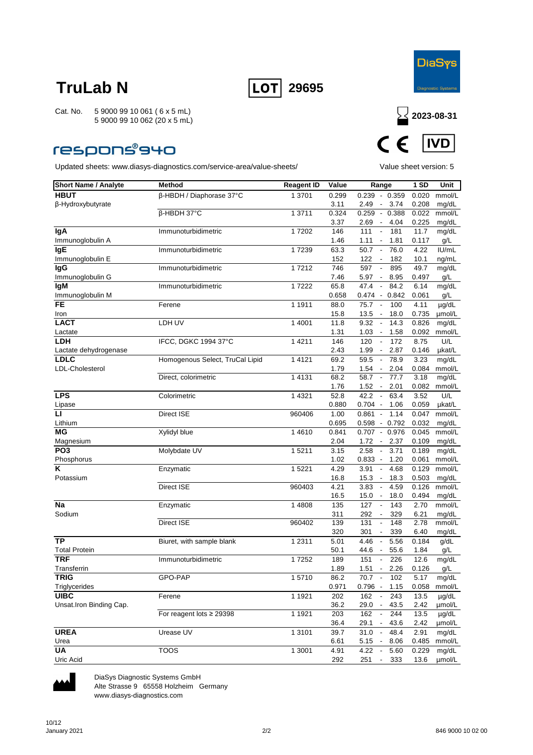# TruLab N

**LOT** 29695

Cat. No. 5 9000 99 10 061 ( 6 x 5 mL)
5 9000 99 10 062 (20 x 5 mL)

2023-08-31

respons®940

Updated sheets: www.diasys-diagnostics.com/service-area/value-sheets/

Value sheet version: 5

| Short Name / Analyte | Method | Reagent ID | Value | Range | 1 SD | Unit |
|---|---|---|---|---|---|---|
| **HBUT** | β-HBDH / Diaphorase 37°C | 1 3701 | 0.299 | 0.239 - 0.359 | 0.020 | mmol/L |
| β-Hydroxybutyrate | | | 3.11 | 2.49 - 3.74 | 0.208 | mg/dL |
| | β-HBDH 37°C | 1 3711 | 0.324 | 0.259 - 0.388 | 0.022 | mmol/L |
| | | | 3.37 | 2.69 - 4.04 | 0.225 | mg/dL |
| **IgA** | Immunoturbidimetric | 1 7202 | 146 | 111 - 181 | 11.7 | mg/dL |
| Immunoglobulin A | | | 1.46 | 1.11 - 1.81 | 0.117 | g/L |
| **IgE** | Immunoturbidimetric | 1 7239 | 63.3 | 50.7 - 76.0 | 4.22 | IU/mL |
| Immunoglobulin E | | | 152 | 122 - 182 | 10.1 | ng/mL |
| **IgG** | Immunoturbidimetric | 1 7212 | 746 | 597 - 895 | 49.7 | mg/dL |
| Immunoglobulin G | | | 7.46 | 5.97 - 8.95 | 0.497 | g/L |
| **IgM** | Immunoturbidimetric | 1 7222 | 65.8 | 47.4 - 84.2 | 6.14 | mg/dL |
| Immunoglobulin M | | | 0.658 | 0.474 - 0.842 | 0.061 | g/L |
| **FE** | Ferene | 1 1911 | 88.0 | 75.7 - 100 | 4.11 | µg/dL |
| Iron | | | 15.8 | 13.5 - 18.0 | 0.735 | µmol/L |
| **LACT** | LDH UV | 1 4001 | 11.8 | 9.32 - 14.3 | 0.826 | mg/dL |
| Lactate | | | 1.31 | 1.03 - 1.58 | 0.092 | mmol/L |
| **LDH** | IFCC, DGKC 1994 37°C | 1 4211 | 146 | 120 - 172 | 8.75 | U/L |
| Lactate dehydrogenase | | | 2.43 | 1.99 - 2.87 | 0.146 | µkat/L |
| **LDLC** | Homogenous Select, TruCal Lipid | 1 4121 | 69.2 | 59.5 - 78.9 | 3.23 | mg/dL |
| LDL-Cholesterol | | | 1.79 | 1.54 - 2.04 | 0.084 | mmol/L |
| | Direct, colorimetric | 1 4131 | 68.2 | 58.7 - 77.7 | 3.18 | mg/dL |
| | | | 1.76 | 1.52 - 2.01 | 0.082 | mmol/L |
| **LPS** | Colorimetric | 1 4321 | 52.8 | 42.2 - 63.4 | 3.52 | U/L |
| Lipase | | | 0.880 | 0.704 - 1.06 | 0.059 | µkat/L |
| **LI** | Direct ISE | 960406 | 1.00 | 0.861 - 1.14 | 0.047 | mmol/L |
| Lithium | | | 0.695 | 0.598 - 0.792 | 0.032 | mg/dL |
| **MG** | Xylidyl blue | 1 4610 | 0.841 | 0.707 - 0.976 | 0.045 | mmol/L |
| Magnesium | | | 2.04 | 1.72 - 2.37 | 0.109 | mg/dL |
| **PO3** | Molybdate UV | 1 5211 | 3.15 | 2.58 - 3.71 | 0.189 | mg/dL |
| Phosphorus | | | 1.02 | 0.833 - 1.20 | 0.061 | mmol/L |
| **K** | Enzymatic | 1 5221 | 4.29 | 3.91 - 4.68 | 0.129 | mmol/L |
| Potassium | | | 16.8 | 15.3 - 18.3 | 0.503 | mg/dL |
| | Direct ISE | 960403 | 4.21 | 3.83 - 4.59 | 0.126 | mmol/L |
| | | | 16.5 | 15.0 - 18.0 | 0.494 | mg/dL |
| **Na** | Enzymatic | 1 4808 | 135 | 127 - 143 | 2.70 | mmol/L |
| Sodium | | | 311 | 292 - 329 | 6.21 | mg/dL |
| | Direct ISE | 960402 | 139 | 131 - 148 | 2.78 | mmol/L |
| | | | 320 | 301 - 339 | 6.40 | mg/dL |
| **TP** | Biuret, with sample blank | 1 2311 | 5.01 | 4.46 - 5.56 | 0.184 | g/dL |
| Total Protein | | | 50.1 | 44.6 - 55.6 | 1.84 | g/L |
| **TRF** | Immunoturbidimetric | 1 7252 | 189 | 151 - 226 | 12.6 | mg/dL |
| Transferrin | | | 1.89 | 1.51 - 2.26 | 0.126 | g/L |
| **TRIG** | GPO-PAP | 1 5710 | 86.2 | 70.7 - 102 | 5.17 | mg/dL |
| Triglycerides | | | 0.971 | 0.796 - 1.15 | 0.058 | mmol/L |
| **UIBC** | Ferene | 1 1921 | 202 | 162 - 243 | 13.5 | µg/dL |
| Unsat.Iron Binding Cap. | | | 36.2 | 29.0 - 43.5 | 2.42 | µmol/L |
| | For reagent lots ≥ 29398 | 1 1921 | 203 | 162 - 244 | 13.5 | µg/dL |
| | | | 36.4 | 29.1 - 43.6 | 2.42 | µmol/L |
| **UREA** | Urease UV | 1 3101 | 39.7 | 31.0 - 48.4 | 2.91 | mg/dL |
| Urea | | | 6.61 | 5.15 - 8.06 | 0.485 | mmol/L |
| **UA** | TOOS | 1 3001 | 4.91 | 4.22 - 5.60 | 0.229 | mg/dL |
| Uric Acid | | | 292 | 251 - 333 | 13.6 | µmol/L |

DiaSys Diagnostic Systems GmbH
Alte Strasse 9 65558 Holzheim Germany
www.diasys-diagnostics.com

January 2021

846 9000 10 02 00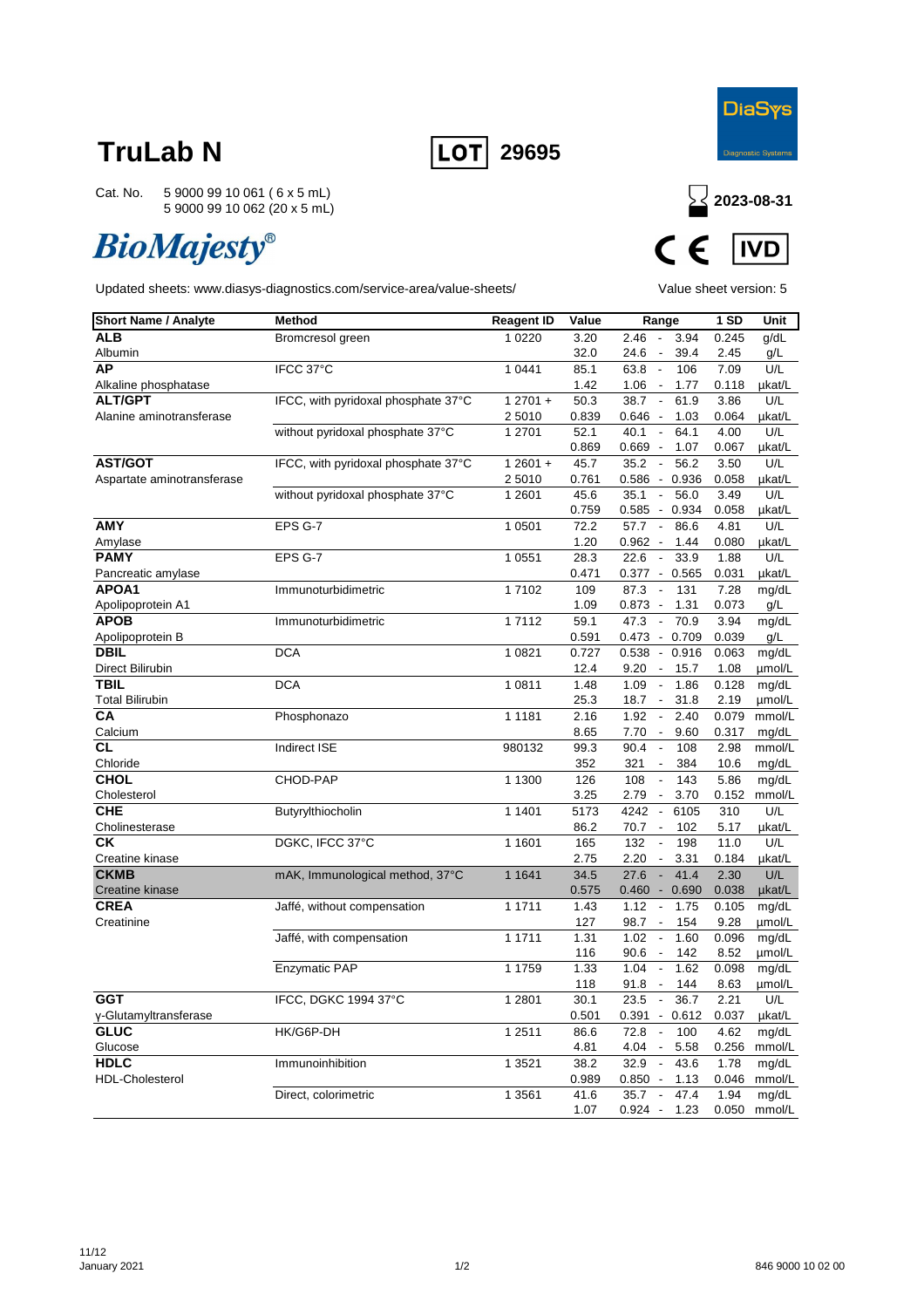# TruLab N

**LOT** 29695

Cat. No. 5 9000 99 10 061 ( 6 x 5 mL)
5 9000 99 10 062 (20 x 5 mL)

*BioMajesty®*

DiaSys Diagnostic Systems

2023-08-31

CE IVD

Updated sheets: www.diasys-diagnostics.com/service-area/value-sheets/

Value sheet version: 5

| Short Name / Analyte | Method | Reagent ID | Value | Range | 1 SD | Unit |
|---|---|---|---|---|---|---|
| **ALB** | Bromcresol green | 1 0220 | 3.20 | 2.46 - 3.94 | 0.245 | g/dL |
| Albumin | | | 32.0 | 24.6 - 39.4 | 2.45 | g/L |
| **AP** | IFCC 37°C | 1 0441 | 85.1 | 63.8 - 106 | 7.09 | U/L |
| Alkaline phosphatase | | | 1.42 | 1.06 - 1.77 | 0.118 | µkat/L |
| **ALT/GPT** | IFCC, with pyridoxal phosphate 37°C | 1 2701 + 2 5010 | 50.3 | 38.7 - 61.9 | 3.86 | U/L |
| Alanine aminotransferase | | | 0.839 | 0.646 - 1.03 | 0.064 | µkat/L |
| | without pyridoxal phosphate 37°C | 1 2701 | 52.1 | 40.1 - 64.1 | 4.00 | U/L |
| | | | 0.869 | 0.669 - 1.07 | 0.067 | µkat/L |
| **AST/GOT** | IFCC, with pyridoxal phosphate 37°C | 1 2601 + 2 5010 | 45.7 | 35.2 - 56.2 | 3.50 | U/L |
| Aspartate aminotransferase | | | 0.761 | 0.586 - 0.936 | 0.058 | µkat/L |
| | without pyridoxal phosphate 37°C | 1 2601 | 45.6 | 35.1 - 56.0 | 3.49 | U/L |
| | | | 0.759 | 0.585 - 0.934 | 0.058 | µkat/L |
| **AMY** | EPS G-7 | 1 0501 | 72.2 | 57.7 - 86.6 | 4.81 | U/L |
| Amylase | | | 1.20 | 0.962 - 1.44 | 0.080 | µkat/L |
| **PAMY** | EPS G-7 | 1 0551 | 28.3 | 22.6 - 33.9 | 1.88 | U/L |
| Pancreatic amylase | | | 0.471 | 0.377 - 0.565 | 0.031 | µkat/L |
| **APOA1** | Immunoturbidimetric | 1 7102 | 109 | 87.3 - 131 | 7.28 | mg/dL |
| Apolipoprotein A1 | | | 1.09 | 0.873 - 1.31 | 0.073 | g/L |
| **APOB** | Immunoturbidimetric | 1 7112 | 59.1 | 47.3 - 70.9 | 3.94 | mg/dL |
| Apolipoprotein B | | | 0.591 | 0.473 - 0.709 | 0.039 | g/L |
| **DBIL** | DCA | 1 0821 | 0.727 | 0.538 - 0.916 | 0.063 | mg/dL |
| Direct Bilirubin | | | 12.4 | 9.20 - 15.7 | 1.08 | µmol/L |
| **TBIL** | DCA | 1 0811 | 1.48 | 1.09 - 1.86 | 0.128 | mg/dL |
| Total Bilirubin | | | 25.3 | 18.7 - 31.8 | 2.19 | µmol/L |
| **CA** | Phosphonazo | 1 1181 | 2.16 | 1.92 - 2.40 | 0.079 | mmol/L |
| Calcium | | | 8.65 | 7.70 - 9.60 | 0.317 | mg/dL |
| **CL** | Indirect ISE | 980132 | 99.3 | 90.4 - 108 | 2.98 | mmol/L |
| Chloride | | | 352 | 321 - 384 | 10.6 | mg/dL |
| **CHOL** | CHOD-PAP | 1 1300 | 126 | 108 - 143 | 5.86 | mg/dL |
| Cholesterol | | | 3.25 | 2.79 - 3.70 | 0.152 | mmol/L |
| **CHE** | Butyrylthiocholin | 1 1401 | 5173 | 4242 - 6105 | 310 | U/L |
| Cholinesterase | | | 86.2 | 70.7 - 102 | 5.17 | µkat/L |
| **CK** | DGKC, IFCC 37°C | 1 1601 | 165 | 132 - 198 | 11.0 | U/L |
| Creatine kinase | | | 2.75 | 2.20 - 3.31 | 0.184 | µkat/L |
| **CKMB** | mAK, Immunological method, 37°C | 1 1641 | 34.5 | 27.6 - 41.4 | 2.30 | U/L |
| Creatine kinase | | | 0.575 | 0.460 - 0.690 | 0.038 | µkat/L |
| **CREA** | Jaffé, without compensation | 1 1711 | 1.43 | 1.12 - 1.75 | 0.105 | mg/dL |
| Creatinine | | | 127 | 98.7 - 154 | 9.28 | µmol/L |
| | Jaffé, with compensation | 1 1711 | 1.31 | 1.02 - 1.60 | 0.096 | mg/dL |
| | | | 116 | 90.6 - 142 | 8.52 | µmol/L |
| | Enzymatic PAP | 1 1759 | 1.33 | 1.04 - 1.62 | 0.098 | mg/dL |
| | | | 118 | 91.8 - 144 | 8.63 | µmol/L |
| **GGT** | IFCC, DGKC 1994 37°C | 1 2801 | 30.1 | 23.5 - 36.7 | 2.21 | U/L |
| γ-Glutamyltransferase | | | 0.501 | 0.391 - 0.612 | 0.037 | µkat/L |
| **GLUC** | HK/G6P-DH | 1 2511 | 86.6 | 72.8 - 100 | 4.62 | mg/dL |
| Glucose | | | 4.81 | 4.04 - 5.58 | 0.256 | mmol/L |
| **HDLC** | Immunoinhibition | 1 3521 | 38.2 | 32.9 - 43.6 | 1.78 | mg/dL |
| HDL-Cholesterol | | | 0.989 | 0.850 - 1.13 | 0.046 | mmol/L |
| | Direct, colorimetric | 1 3561 | 41.6 | 35.7 - 47.4 | 1.94 | mg/dL |
| | | | 1.07 | 0.924 - 1.23 | 0.050 | mmol/L |

January 2021

846 9000 10 02 00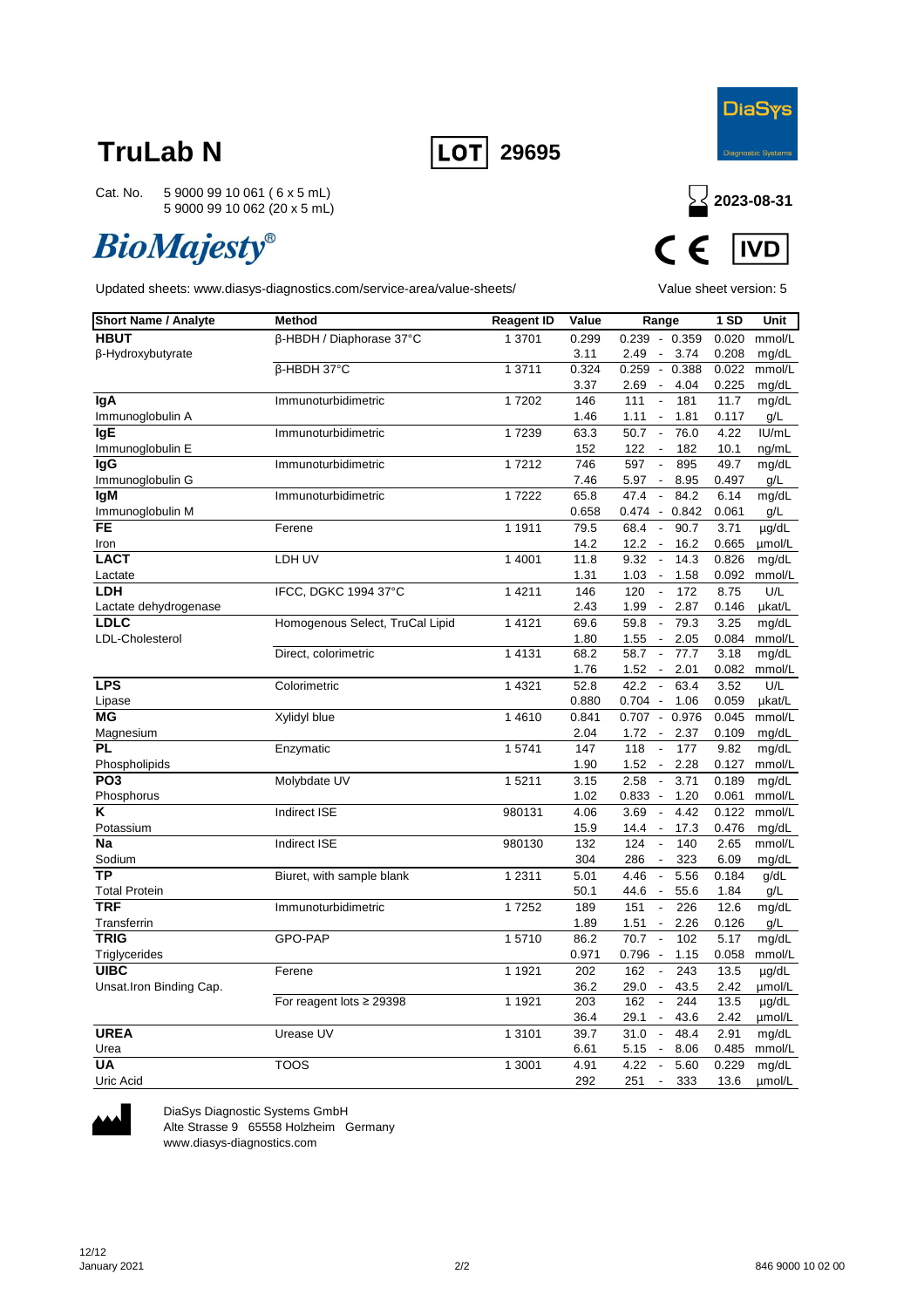# TruLab N

**LOT** 29695

DiaSys Diagnostic Systems

Cat. No. 5 9000 99 10 061 ( 6 x 5 mL)
5 9000 99 10 062 (20 x 5 mL)

2023-08-31

*BioMajesty®*

CE IVD

Updated sheets: www.diasys-diagnostics.com/service-area/value-sheets/

Value sheet version: 5

| Short Name / Analyte | Method | Reagent ID | Value | Range | 1 SD | Unit |
|---|---|---|---|---|---|---|
| **HBUT** | β-HBDH / Diaphorase 37°C | 1 3701 | 0.299 | 0.239 - 0.359 | 0.020 | mmol/L |
| β-Hydroxybutyrate | | | 3.11 | 2.49 - 3.74 | 0.208 | mg/dL |
| | β-HBDH 37°C | 1 3711 | 0.324 | 0.259 - 0.388 | 0.022 | mmol/L |
| | | | 3.37 | 2.69 - 4.04 | 0.225 | mg/dL |
| **IgA** | Immunoturbidimetric | 1 7202 | 146 | 111 - 181 | 11.7 | mg/dL |
| Immunoglobulin A | | | 1.46 | 1.11 - 1.81 | 0.117 | g/L |
| **IgE** | Immunoturbidimetric | 1 7239 | 63.3 | 50.7 - 76.0 | 4.22 | IU/mL |
| Immunoglobulin E | | | 152 | 122 - 182 | 10.1 | ng/mL |
| **IgG** | Immunoturbidimetric | 1 7212 | 746 | 597 - 895 | 49.7 | mg/dL |
| Immunoglobulin G | | | 7.46 | 5.97 - 8.95 | 0.497 | g/L |
| **IgM** | Immunoturbidimetric | 1 7222 | 65.8 | 47.4 - 84.2 | 6.14 | mg/dL |
| Immunoglobulin M | | | 0.658 | 0.474 - 0.842 | 0.061 | g/L |
| **FE** | Ferene | 1 1911 | 79.5 | 68.4 - 90.7 | 3.71 | µg/dL |
| Iron | | | 14.2 | 12.2 - 16.2 | 0.665 | µmol/L |
| **LACT** | LDH UV | 1 4001 | 11.8 | 9.32 - 14.3 | 0.826 | mg/dL |
| Lactate | | | 1.31 | 1.03 - 1.58 | 0.092 | mmol/L |
| **LDH** | IFCC, DGKC 1994 37°C | 1 4211 | 146 | 120 - 172 | 8.75 | U/L |
| Lactate dehydrogenase | | | 2.43 | 1.99 - 2.87 | 0.146 | µkat/L |
| **LDLC** | Homogenous Select, TruCal Lipid | 1 4121 | 69.6 | 59.8 - 79.3 | 3.25 | mg/dL |
| LDL-Cholesterol | | | 1.80 | 1.55 - 2.05 | 0.084 | mmol/L |
| | Direct, colorimetric | 1 4131 | 68.2 | 58.7 - 77.7 | 3.18 | mg/dL |
| | | | 1.76 | 1.52 - 2.01 | 0.082 | mmol/L |
| **LPS** | Colorimetric | 1 4321 | 52.8 | 42.2 - 63.4 | 3.52 | U/L |
| Lipase | | | 0.880 | 0.704 - 1.06 | 0.059 | µkat/L |
| **MG** | Xylidyl blue | 1 4610 | 0.841 | 0.707 - 0.976 | 0.045 | mmol/L |
| Magnesium | | | 2.04 | 1.72 - 2.37 | 0.109 | mg/dL |
| **PL** | Enzymatic | 1 5741 | 147 | 118 - 177 | 9.82 | mg/dL |
| Phospholipids | | | 1.90 | 1.52 - 2.28 | 0.127 | mmol/L |
| **PO3** | Molybdate UV | 1 5211 | 3.15 | 2.58 - 3.71 | 0.189 | mg/dL |
| Phosphorus | | | 1.02 | 0.833 - 1.20 | 0.061 | mmol/L |
| **K** | Indirect ISE | 980131 | 4.06 | 3.69 - 4.42 | 0.122 | mmol/L |
| Potassium | | | 15.9 | 14.4 - 17.3 | 0.476 | mg/dL |
| **Na** | Indirect ISE | 980130 | 132 | 124 - 140 | 2.65 | mmol/L |
| Sodium | | | 304 | 286 - 323 | 6.09 | mg/dL |
| **TP** | Biuret, with sample blank | 1 2311 | 5.01 | 4.46 - 5.56 | 0.184 | g/dL |
| Total Protein | | | 50.1 | 44.6 - 55.6 | 1.84 | g/L |
| **TRF** | Immunoturbidimetric | 1 7252 | 189 | 151 - 226 | 12.6 | mg/dL |
| Transferrin | | | 1.89 | 1.51 - 2.26 | 0.126 | g/L |
| **TRIG** | GPO-PAP | 1 5710 | 86.2 | 70.7 - 102 | 5.17 | mg/dL |
| Triglycerides | | | 0.971 | 0.796 - 1.15 | 0.058 | mmol/L |
| **UIBC** | Ferene | 1 1921 | 202 | 162 - 243 | 13.5 | µg/dL |
| Unsat.Iron Binding Cap. | | | 36.2 | 29.0 - 43.5 | 2.42 | µmol/L |
| | For reagent lots ≥ 29398 | 1 1921 | 203 | 162 - 244 | 13.5 | µg/dL |
| | | | 36.4 | 29.1 - 43.6 | 2.42 | µmol/L |
| **UREA** | Urease UV | 1 3101 | 39.7 | 31.0 - 48.4 | 2.91 | mg/dL |
| Urea | | | 6.61 | 5.15 - 8.06 | 0.485 | mmol/L |
| **UA** | TOOS | 1 3001 | 4.91 | 4.22 - 5.60 | 0.229 | mg/dL |
| Uric Acid | | | 292 | 251 - 333 | 13.6 | µmol/L |

DiaSys Diagnostic Systems GmbH
Alte Strasse 9 65558 Holzheim Germany
www.diasys-diagnostics.com

January 2021

846 9000 10 02 00